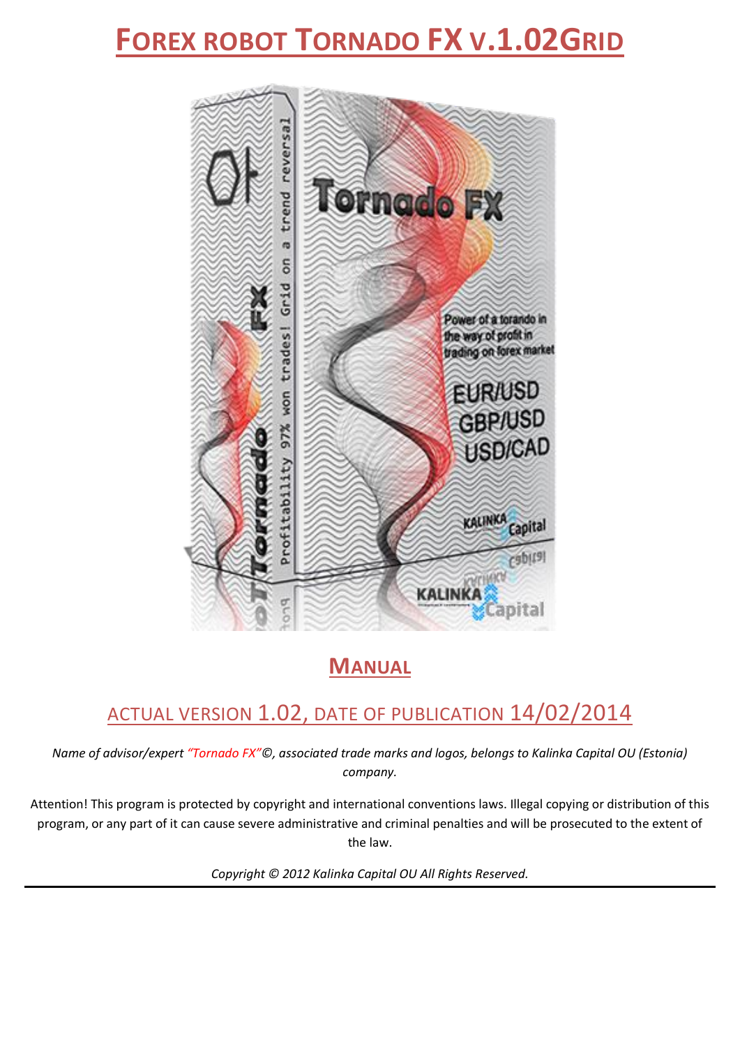# FOREX ROBOT TORNADO FX V.1.02GRID

## MANUAL

### ACTUAL VERSION 1.02, DATE OF PUBLICATION 14/02/2014

*Name of advisor/expert "Tornado FX"©, associated trade marks and logos, belongs to Kalinka Capital OU (Estonia) company.*

Attention! This program is protected by copyright and international conventions laws. Illegal copying or distribution of this program, or any part of it can cause severe administrative and criminal penalties and will be prosecuted to the extent of the law.

*Copyright © 2012 Kalinka Capital OU All Rights Reserved.*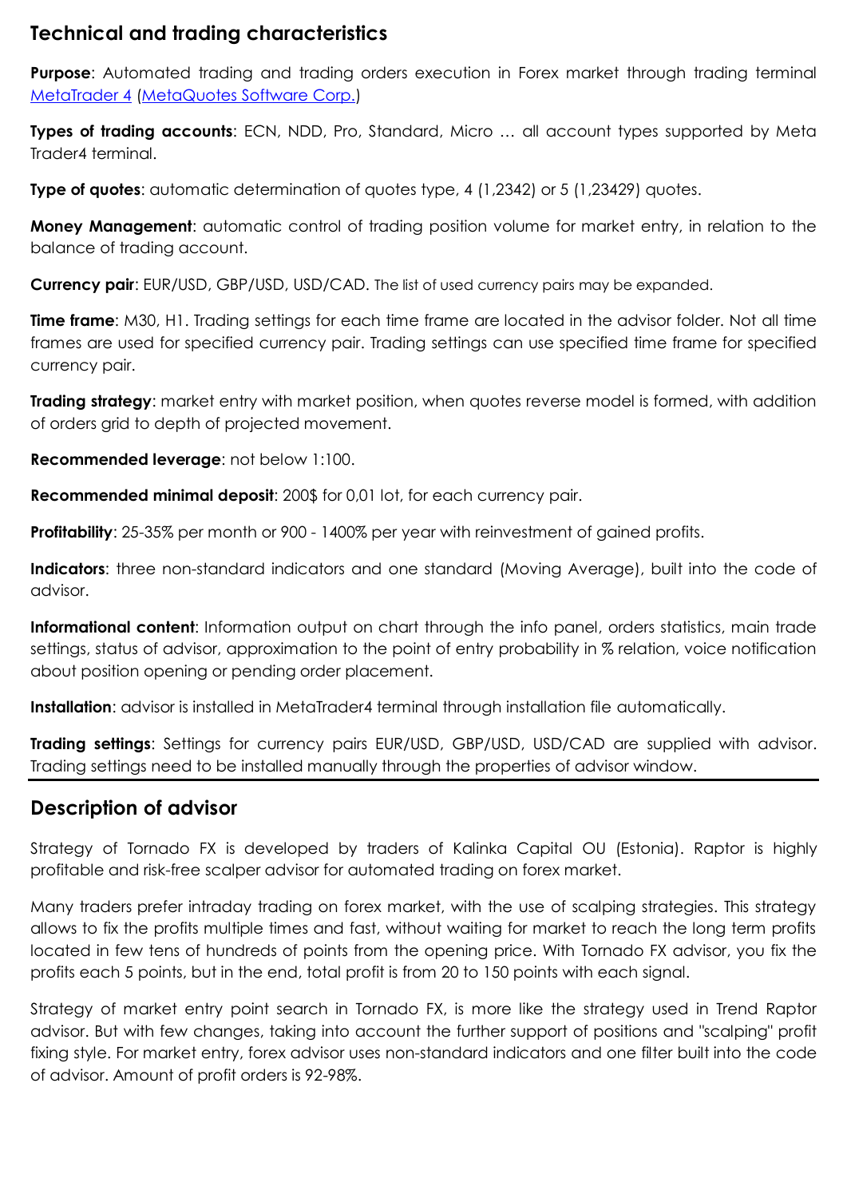## Technical and trading characteristics

**Purpose**: Automated trading and trading orders execution in Forex market through trading terminal [MetaTrader 4](MetaTrader 4) ([MetaQuotes Software Corp.](MetaQuotes Software Corp.))

**Types of trading accounts**: ECN, NDD, Pro, Standard, Micro … all account types supported by Meta Trader4 terminal.

**Type of quotes**: automatic determination of quotes type, 4 (1,2342) or 5 (1,23429) quotes.

**Money Management**: automatic control of trading position volume for market entry, in relation to the balance of trading account.

**Currency pair**: EUR/USD, GBP/USD, USD/CAD. The list of used currency pairs may be expanded.

**Time frame**: M30, H1. Trading settings for each time frame are located in the advisor folder. Not all time frames are used for specified currency pair. Trading settings can use specified time frame for specified currency pair.

**Trading strategy**: market entry with market position, when quotes reverse model is formed, with addition of orders grid to depth of projected movement.

**Recommended leverage**: not below 1:100.

**Recommended minimal deposit**: 200$ for 0,01 lot, for each currency pair.

**Profitability**: 25-35% per month or 900 - 1400% per year with reinvestment of gained profits.

**Indicators**: three non-standard indicators and one standard (Moving Average), built into the code of advisor.

**Informational content**: Information output on chart through the info panel, orders statistics, main trade settings, status of advisor, approximation to the point of entry probability in % relation, voice notification about position opening or pending order placement.

**Installation**: advisor is installed in MetaTrader4 terminal through installation file automatically.

**Trading settings**: Settings for currency pairs EUR/USD, GBP/USD, USD/CAD are supplied with advisor. Trading settings need to be installed manually through the properties of advisor window.

## Description of advisor

Strategy of Tornado FX is developed by traders of Kalinka Capital OU (Estonia). Raptor is highly profitable and risk-free scalper advisor for automated trading on forex market.

Many traders prefer intraday trading on forex market, with the use of scalping strategies. This strategy allows to fix the profits multiple times and fast, without waiting for market to reach the long term profits located in few tens of hundreds of points from the opening price. With Tornado FX advisor, you fix the profits each 5 points, but in the end, total profit is from 20 to 150 points with each signal.

Strategy of market entry point search in Tornado FX, is more like the strategy used in Trend Raptor advisor. But with few changes, taking into account the further support of positions and "scalping" profit fixing style. For market entry, forex advisor uses non-standard indicators and one filter built into the code of advisor. Amount of profit orders is 92-98%.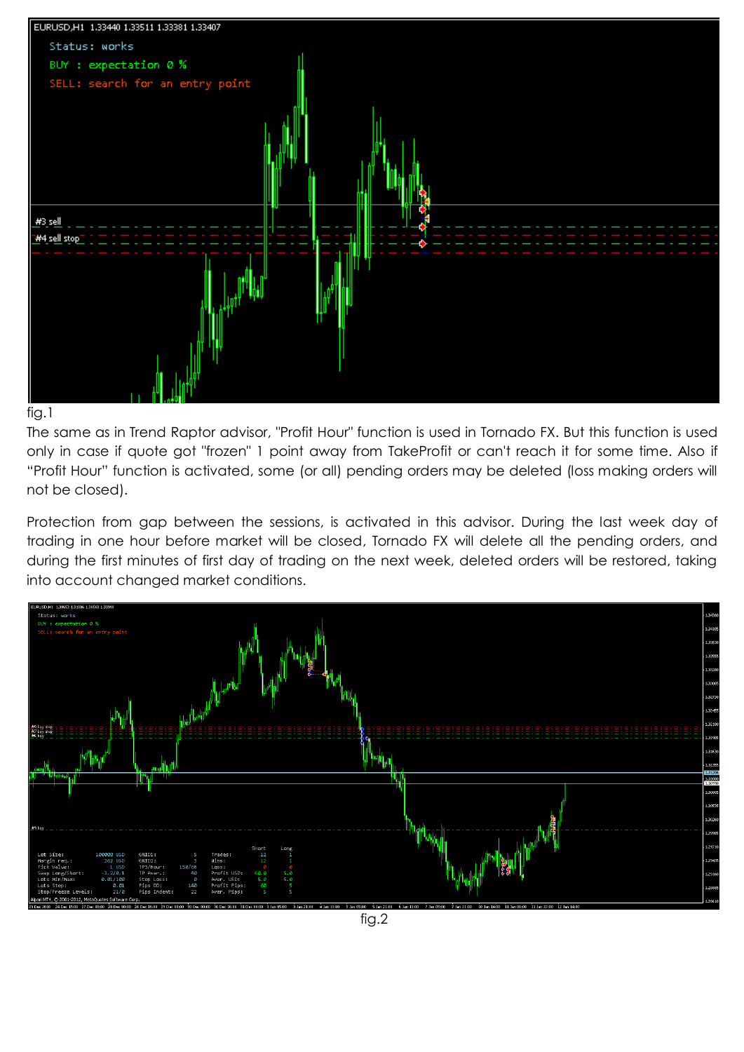fig.1

The same as in Trend Raptor advisor, "Profit Hour" function is used in Tornado FX. But this function is used only in case if quote got "frozen" 1 point away from TakeProfit or can't reach it for some time. Also if "Profit Hour" function is activated, some (or all) pending orders may be deleted (loss making orders will not be closed).

Protection from gap between the sessions, is activated in this advisor. During the last week day of trading in one hour before market will be closed, Tornado FX will delete all the pending orders, and during the first minutes of first day of trading on the next week, deleted orders will be restored, taking into account changed market conditions.

fig.2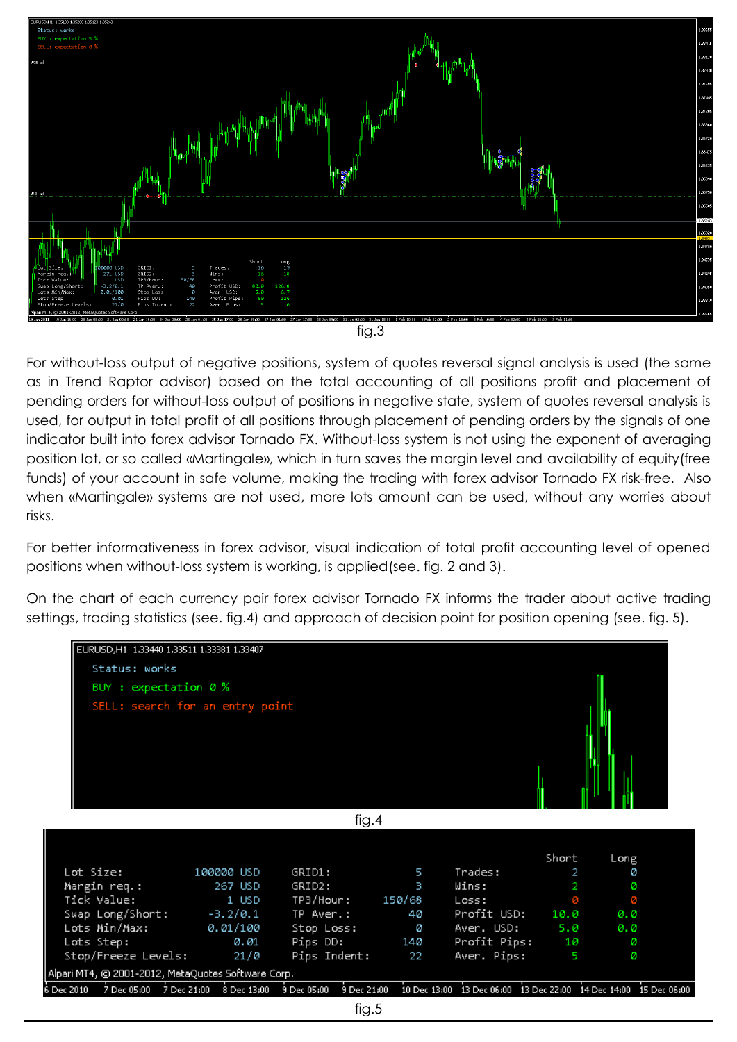fig.3

For without-loss output of negative positions, system of quotes reversal signal analysis is used (the same as in Trend Raptor advisor) based on the total accounting of all positions profit and placement of pending orders for without-loss output of positions in negative state, system of quotes reversal analysis is used, for output in total profit of all positions through placement of pending orders by the signals of one indicator built into forex advisor Tornado FX. Without-loss system is not using the exponent of averaging position lot, or so called «Martingale», which in turn saves the margin level and availability of equity(free funds) of your account in safe volume, making the trading with forex advisor Tornado FX risk-free. Also when «Martingale» systems are not used, more lots amount can be used, without any worries about risks.

For better informativeness in forex advisor, visual indication of total profit accounting level of opened positions when without-loss system is working, is applied(see. fig. 2 and 3).

On the chart of each currency pair forex advisor Tornado FX informs the trader about active trading settings, trading statistics (see. fig.4) and approach of decision point for position opening (see. fig. 5).

fig.4

fig.5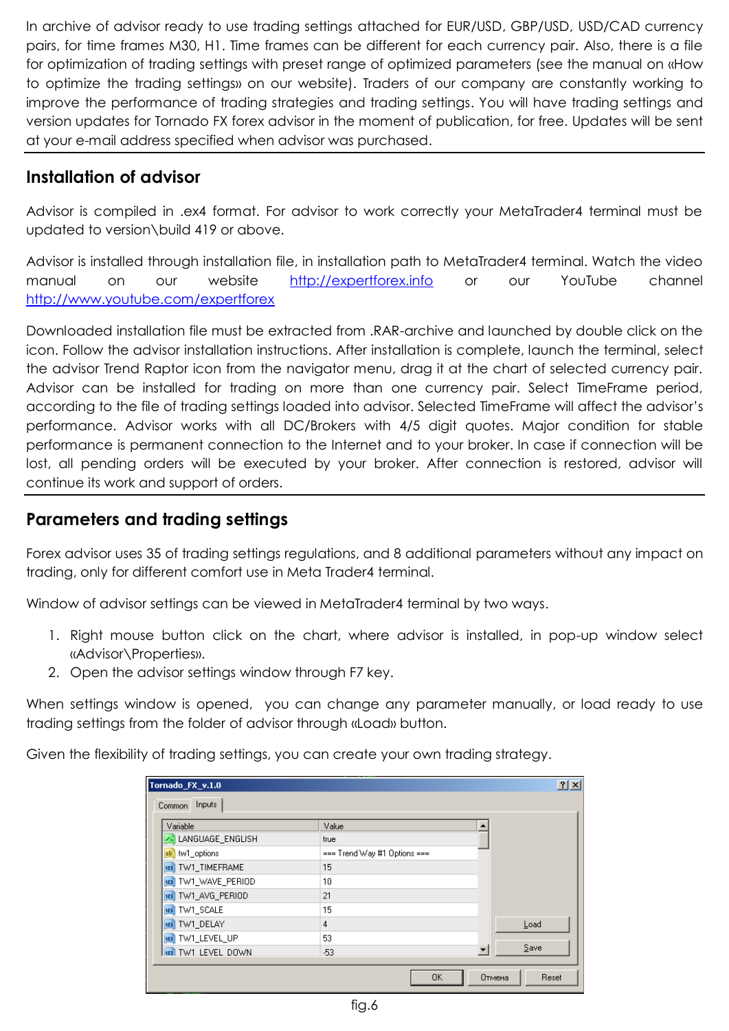In archive of advisor ready to use trading settings attached for EUR/USD, GBP/USD, USD/CAD currency pairs, for time frames M30, H1. Time frames can be different for each currency pair. Also, there is a file for optimization of trading settings with preset range of optimized parameters (see the manual on «How to optimize the trading settings» on our website). Traders of our company are constantly working to improve the performance of trading strategies and trading settings. You will have trading settings and version updates for Tornado FX forex advisor in the moment of publication, for free. Updates will be sent at your e-mail address specified when advisor was purchased.

## Installation of advisor

Advisor is compiled in .ex4 format. For advisor to work correctly your MetaTrader4 terminal must be updated to version\build 419 or above.

Advisor is installed through installation file, in installation path to MetaTrader4 terminal. Watch the video manual on our website http://expertforex.info or our YouTube channel http://www.youtube.com/expertforex

Downloaded installation file must be extracted from .RAR-archive and launched by double click on the icon. Follow the advisor installation instructions. After installation is complete, launch the terminal, select the advisor Trend Raptor icon from the navigator menu, drag it at the chart of selected currency pair. Advisor can be installed for trading on more than one currency pair. Select TimeFrame period, according to the file of trading settings loaded into advisor. Selected TimeFrame will affect the advisor's performance. Advisor works with all DC/Brokers with 4/5 digit quotes. Major condition for stable performance is permanent connection to the Internet and to your broker. In case if connection will be lost, all pending orders will be executed by your broker. After connection is restored, advisor will continue its work and support of orders.

## Parameters and trading settings

Forex advisor uses 35 of trading settings regulations, and 8 additional parameters without any impact on trading, only for different comfort use in Meta Trader4 terminal.

Window of advisor settings can be viewed in MetaTrader4 terminal by two ways.

1. Right mouse button click on the chart, where advisor is installed, in pop-up window select «Advisor\Properties».
2. Open the advisor settings window through F7 key.

When settings window is opened, you can change any parameter manually, or load ready to use trading settings from the folder of advisor through «Load» button.

Given the flexibility of trading settings, you can create your own trading strategy.

| Variable | Value |
|---|---|
| LANGUAGE_ENGLISH | true |
| tw1_options | === Trend Way #1 Options === |
| TW1_TIMEFRAME | 15 |
| TW1_WAVE_PERIOD | 10 |
| TW1_AVG_PERIOD | 21 |
| TW1_SCALE | 15 |
| TW1_DELAY | 4 |
| TW1_LEVEL_UP | 53 |
| TW1_LEVEL_DOWN | -53 |

fig.6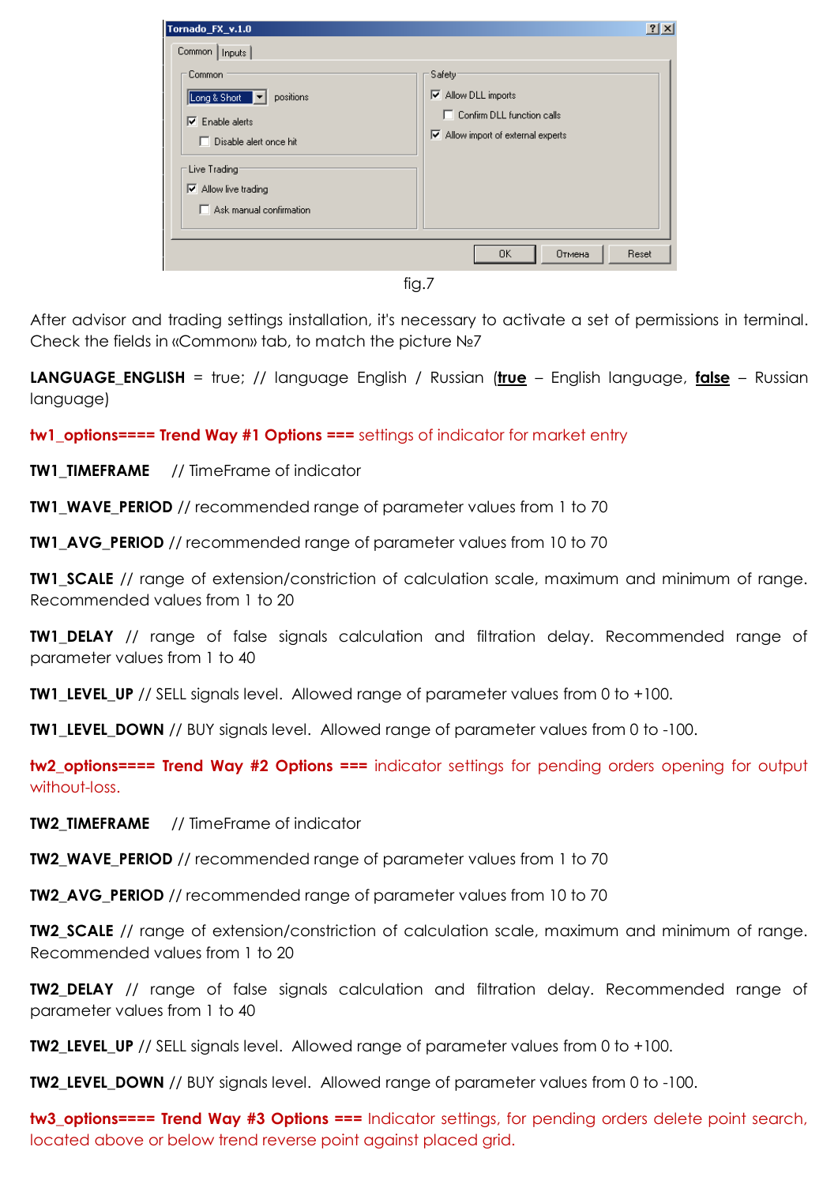fig.7

After advisor and trading settings installation, it's necessary to activate a set of permissions in terminal. Check the fields in «Common» tab, to match the picture №7

**LANGUAGE_ENGLISH** = true; // language English / Russian (**true** – English language, **false** – Russian language)

**tw1_options==== Trend Way #1 Options ===** settings of indicator for market entry

**TW1_TIMEFRAME** // TimeFrame of indicator

**TW1_WAVE_PERIOD** // recommended range of parameter values from 1 to 70

**TW1_AVG_PERIOD** // recommended range of parameter values from 10 to 70

**TW1_SCALE** // range of extension/constriction of calculation scale, maximum and minimum of range. Recommended values from 1 to 20

**TW1_DELAY** // range of false signals calculation and filtration delay. Recommended range of parameter values from 1 to 40

**TW1_LEVEL_UP** // SELL signals level. Allowed range of parameter values from 0 to +100.

**TW1_LEVEL_DOWN** // BUY signals level. Allowed range of parameter values from 0 to -100.

**tw2_options==== Trend Way #2 Options ===** indicator settings for pending orders opening for output without-loss.

**TW2_TIMEFRAME** // TimeFrame of indicator

**TW2_WAVE_PERIOD** // recommended range of parameter values from 1 to 70

**TW2_AVG_PERIOD** // recommended range of parameter values from 10 to 70

**TW2_SCALE** // range of extension/constriction of calculation scale, maximum and minimum of range. Recommended values from 1 to 20

**TW2_DELAY** // range of false signals calculation and filtration delay. Recommended range of parameter values from 1 to 40

**TW2_LEVEL_UP** // SELL signals level. Allowed range of parameter values from 0 to +100.

**TW2_LEVEL_DOWN** // BUY signals level. Allowed range of parameter values from 0 to -100.

**tw3_options==== Trend Way #3 Options ===** Indicator settings, for pending orders delete point search, located above or below trend reverse point against placed grid.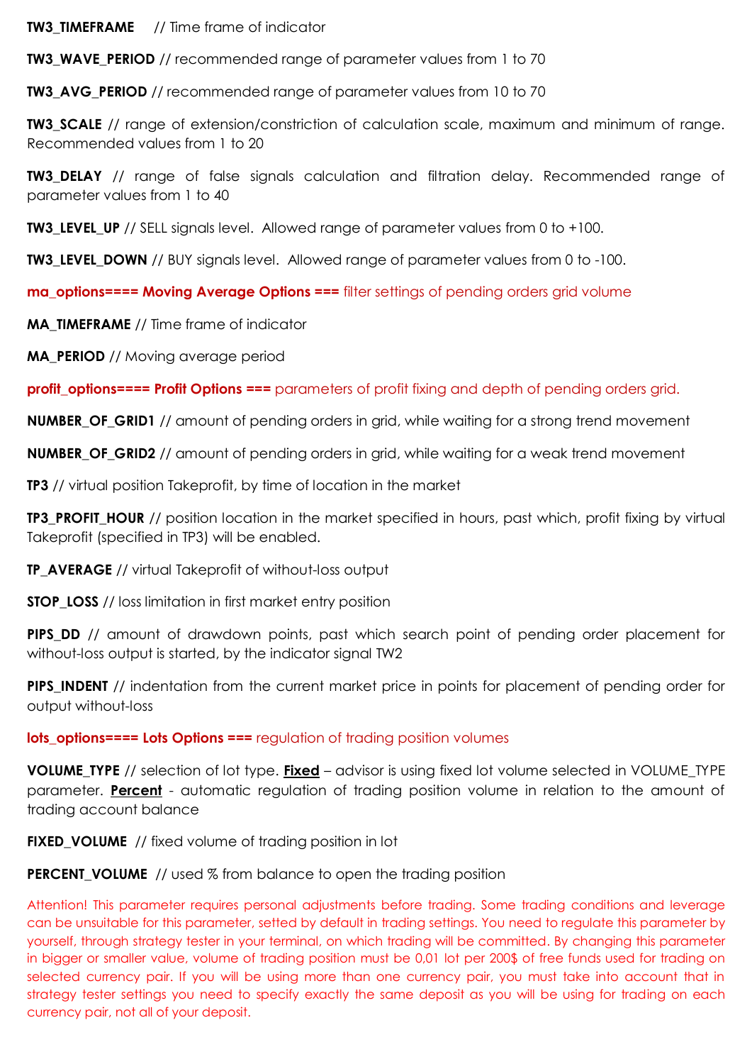**TW3_TIMEFRAME** // Time frame of indicator

**TW3_WAVE_PERIOD** // recommended range of parameter values from 1 to 70

**TW3_AVG_PERIOD** // recommended range of parameter values from 10 to 70

**TW3_SCALE** // range of extension/constriction of calculation scale, maximum and minimum of range. Recommended values from 1 to 20

**TW3_DELAY** // range of false signals calculation and filtration delay. Recommended range of parameter values from 1 to 40

**TW3_LEVEL_UP** // SELL signals level. Allowed range of parameter values from 0 to +100.

**TW3_LEVEL_DOWN** // BUY signals level. Allowed range of parameter values from 0 to -100.

**ma_options==== Moving Average Options ===** filter settings of pending orders grid volume

**MA_TIMEFRAME** // Time frame of indicator

**MA_PERIOD** // Moving average period

**profit_options==== Profit Options ===** parameters of profit fixing and depth of pending orders grid.

**NUMBER_OF_GRID1** // amount of pending orders in grid, while waiting for a strong trend movement

**NUMBER_OF_GRID2** // amount of pending orders in grid, while waiting for a weak trend movement

**TP3** // virtual position Takeprofit, by time of location in the market

**TP3_PROFIT_HOUR** // position location in the market specified in hours, past which, profit fixing by virtual Takeprofit (specified in TP3) will be enabled.

**TP_AVERAGE** // virtual Takeprofit of without-loss output

**STOP_LOSS** // loss limitation in first market entry position

**PIPS_DD** // amount of drawdown points, past which search point of pending order placement for without-loss output is started, by the indicator signal TW2

**PIPS_INDENT** // indentation from the current market price in points for placement of pending order for output without-loss

**lots_options==== Lots Options ===** regulation of trading position volumes

**VOLUME_TYPE** // selection of lot type. **Fixed** – advisor is using fixed lot volume selected in VOLUME_TYPE parameter. **Percent** - automatic regulation of trading position volume in relation to the amount of trading account balance

**FIXED_VOLUME** // fixed volume of trading position in lot

**PERCENT_VOLUME** // used % from balance to open the trading position

Attention! This parameter requires personal adjustments before trading. Some trading conditions and leverage can be unsuitable for this parameter, setted by default in trading settings. You need to regulate this parameter by yourself, through strategy tester in your terminal, on which trading will be committed. By changing this parameter in bigger or smaller value, volume of trading position must be 0,01 lot per 200$ of free funds used for trading on selected currency pair. If you will be using more than one currency pair, you must take into account that in strategy tester settings you need to specify exactly the same deposit as you will be using for trading on each currency pair, not all of your deposit.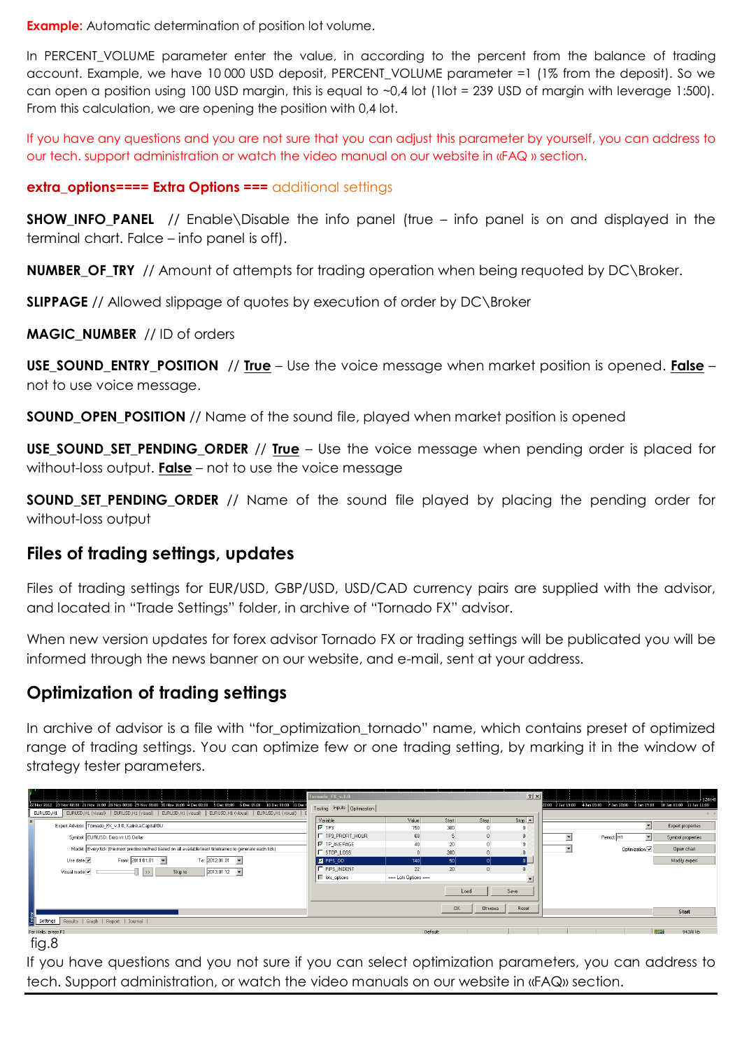**Example:** Automatic determination of position lot volume.

In PERCENT_VOLUME parameter enter the value, in according to the percent from the balance of trading account. Example, we have 10 000 USD deposit, PERCENT_VOLUME parameter =1 (1% from the deposit). So we can open a position using 100 USD margin, this is equal to ~0,4 lot (1lot = 239 USD of margin with leverage 1:500). From this calculation, we are opening the position with 0,4 lot.

If you have any questions and you are not sure that you can adjust this parameter by yourself, you can address to our tech. support administration or watch the video manual on our website in «FAQ » section.

**extra_options==== Extra Options ===** additional settings

**SHOW_INFO_PANEL** // Enable\Disable the info panel (true – info panel is on and displayed in the terminal chart. Falce – info panel is off).

**NUMBER_OF_TRY** // Amount of attempts for trading operation when being requoted by DC\Broker.

**SLIPPAGE** // Allowed slippage of quotes by execution of order by DC\Broker

**MAGIC_NUMBER** // ID of orders

**USE_SOUND_ENTRY_POSITION** // **True** – Use the voice message when market position is opened. **False** – not to use voice message.

**SOUND_OPEN_POSITION** // Name of the sound file, played when market position is opened

**USE_SOUND_SET_PENDING_ORDER** // **True** – Use the voice message when pending order is placed for without-loss output. **False** – not to use the voice message

**SOUND_SET_PENDING_ORDER** // Name of the sound file played by placing the pending order for without-loss output

## Files of trading settings, updates

Files of trading settings for EUR/USD, GBP/USD, USD/CAD currency pairs are supplied with the advisor, and located in "Trade Settings" folder, in archive of "Tornado FX" advisor.

When new version updates for forex advisor Tornado FX or trading settings will be publicated you will be informed through the news banner on our website, and e-mail, sent at your address.

## Optimization of trading settings

In archive of advisor is a file with "for_optimization_tornado" name, which contains preset of optimized range of trading settings. You can optimize few or one trading setting, by marking it in the window of strategy tester parameters.

fig.8

If you have questions and you not sure if you can select optimization parameters, you can address to tech. Support administration, or watch the video manuals on our website in «FAQ» section.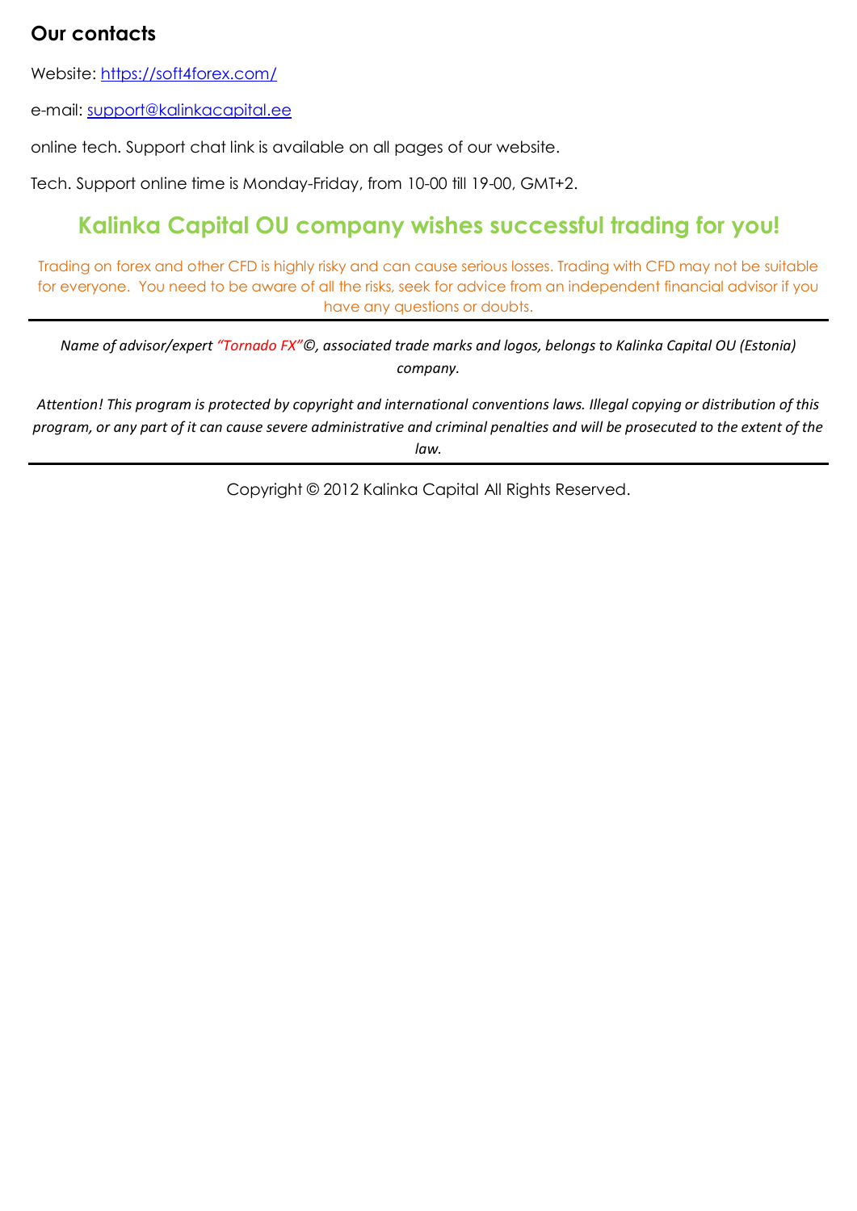## Our contacts

Website: [https://soft4forex.com/](https://soft4forex.com/)

e-mail: [support@kalinkacapital.ee](mailto:support@kalinkacapital.ee)

online tech. Support chat link is available on all pages of our website.

Tech. Support online time is Monday-Friday, from 10-00 till 19-00, GMT+2.

## Kalinka Capital OU company wishes successful trading for you!

Trading on forex and other CFD is highly risky and can cause serious losses. Trading with CFD may not be suitable for everyone. You need to be aware of all the risks, seek for advice from an independent financial advisor if you have any questions or doubts.

---

*Name of advisor/expert "Tornado FX"©, associated trade marks and logos, belongs to Kalinka Capital OU (Estonia) company.*

*Attention! This program is protected by copyright and international conventions laws. Illegal copying or distribution of this program, or any part of it can cause severe administrative and criminal penalties and will be prosecuted to the extent of the law.*

---

Copyright © 2012 Kalinka Capital All Rights Reserved.